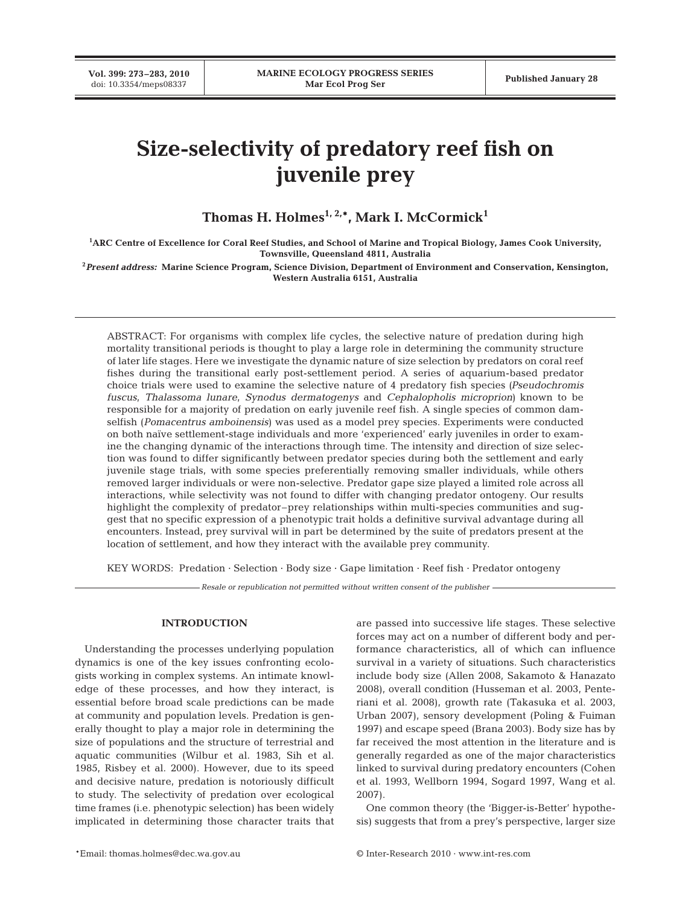# Size-selectivity of predatory reef fish on juvenile prey

**Thomas H. Holmes[1, 2,*], Mark I. McCormick[1]**

[1]ARC Centre of Excellence for Coral Reef Studies, and School of Marine and Tropical Biology, James Cook University, Townsville, Queensland 4811, Australia

[2]*Present address:* Marine Science Program, Science Division, Department of Environment and Conservation, Kensington, Western Australia 6151, Australia

ABSTRACT: For organisms with complex life cycles, the selective nature of predation during high mortality transitional periods is thought to play a large role in determining the community structure of later life stages. Here we investigate the dynamic nature of size selection by predators on coral reef fishes during the transitional early post-settlement period. A series of aquarium-based predator choice trials were used to examine the selective nature of 4 predatory fish species (*Pseudochromis fuscus*, *Thalassoma lunare*, *Synodus dermatogenys* and *Cephalopholis microprion*) known to be responsible for a majority of predation on early juvenile reef fish. A single species of common damselfish (*Pomacentrus amboinensis*) was used as a model prey species. Experiments were conducted on both naïve settlement-stage individuals and more 'experienced' early juveniles in order to examine the changing dynamic of the interactions through time. The intensity and direction of size selection was found to differ significantly between predator species during both the settlement and early juvenile stage trials, with some species preferentially removing smaller individuals, while others removed larger individuals or were non-selective. Predator gape size played a limited role across all interactions, while selectivity was not found to differ with changing predator ontogeny. Our results highlight the complexity of predator–prey relationships within multi-species communities and suggest that no specific expression of a phenotypic trait holds a definitive survival advantage during all encounters. Instead, prey survival will in part be determined by the suite of predators present at the location of settlement, and how they interact with the available prey community.

KEY WORDS: Predation · Selection · Body size · Gape limitation · Reef fish · Predator ontogeny

*Resale or republication not permitted without written consent of the publisher*

## INTRODUCTION

Understanding the processes underlying population dynamics is one of the key issues confronting ecologists working in complex systems. An intimate knowledge of these processes, and how they interact, is essential before broad scale predictions can be made at community and population levels. Predation is generally thought to play a major role in determining the size of populations and the structure of terrestrial and aquatic communities (Wilbur et al. 1983, Sih et al. 1985, Risbey et al. 2000). However, due to its speed and decisive nature, predation is notoriously difficult to study. The selectivity of predation over ecological time frames (i.e. phenotypic selection) has been widely implicated in determining those character traits that are passed into successive life stages. These selective forces may act on a number of different body and performance characteristics, all of which can influence survival in a variety of situations. Such characteristics include body size (Allen 2008, Sakamoto & Hanazato 2008), overall condition (Husseman et al. 2003, Penteriani et al. 2008), growth rate (Takasuka et al. 2003, Urban 2007), sensory development (Poling & Fuiman 1997) and escape speed (Brana 2003). Body size has by far received the most attention in the literature and is generally regarded as one of the major characteristics linked to survival during predatory encounters (Cohen et al. 1993, Wellborn 1994, Sogard 1997, Wang et al. 2007).

One common theory (the 'Bigger-is-Better' hypothesis) suggests that from a prey's perspective, larger size

*Email: thomas.holmes@dec.wa.gov.au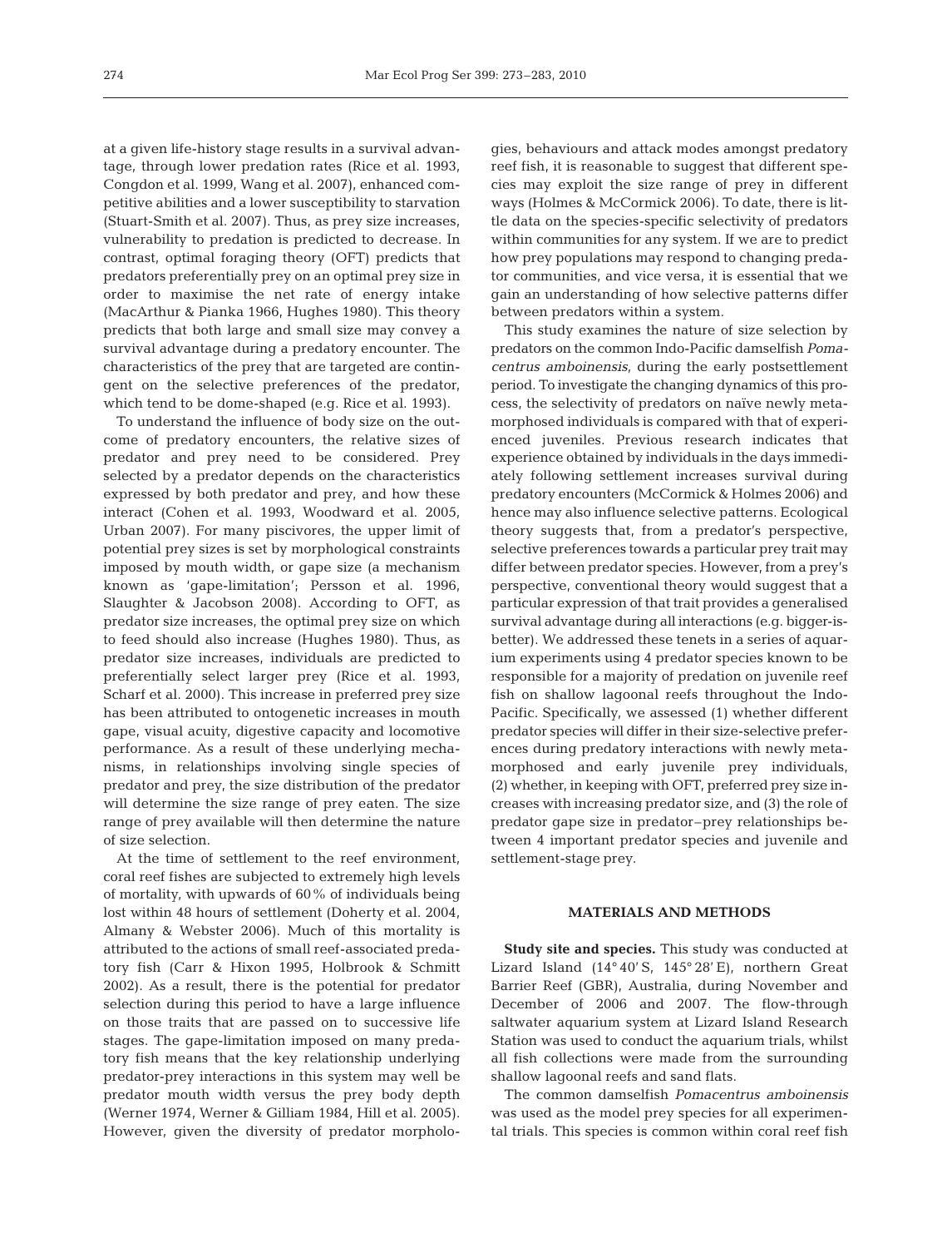at a given life-history stage results in a survival advantage, through lower predation rates (Rice et al. 1993, Congdon et al. 1999, Wang et al. 2007), enhanced competitive abilities and a lower susceptibility to starvation (Stuart-Smith et al. 2007). Thus, as prey size increases, vulnerability to predation is predicted to decrease. In contrast, optimal foraging theory (OFT) predicts that predators preferentially prey on an optimal prey size in order to maximise the net rate of energy intake (MacArthur & Pianka 1966, Hughes 1980). This theory predicts that both large and small size may convey a survival advantage during a predatory encounter. The characteristics of the prey that are targeted are contingent on the selective preferences of the predator, which tend to be dome-shaped (e.g. Rice et al. 1993).

To understand the influence of body size on the outcome of predatory encounters, the relative sizes of predator and prey need to be considered. Prey selected by a predator depends on the characteristics expressed by both predator and prey, and how these interact (Cohen et al. 1993, Woodward et al. 2005, Urban 2007). For many piscivores, the upper limit of potential prey sizes is set by morphological constraints imposed by mouth width, or gape size (a mechanism known as 'gape-limitation'; Persson et al. 1996, Slaughter & Jacobson 2008). According to OFT, as predator size increases, the optimal prey size on which to feed should also increase (Hughes 1980). Thus, as predator size increases, individuals are predicted to preferentially select larger prey (Rice et al. 1993, Scharf et al. 2000). This increase in preferred prey size has been attributed to ontogenetic increases in mouth gape, visual acuity, digestive capacity and locomotive performance. As a result of these underlying mechanisms, in relationships involving single species of predator and prey, the size distribution of the predator will determine the size range of prey eaten. The size range of prey available will then determine the nature of size selection.

At the time of settlement to the reef environment, coral reef fishes are subjected to extremely high levels of mortality, with upwards of 60% of individuals being lost within 48 hours of settlement (Doherty et al. 2004, Almany & Webster 2006). Much of this mortality is attributed to the actions of small reef-associated predatory fish (Carr & Hixon 1995, Holbrook & Schmitt 2002). As a result, there is the potential for predator selection during this period to have a large influence on those traits that are passed on to successive life stages. The gape-limitation imposed on many predatory fish means that the key relationship underlying predator-prey interactions in this system may well be predator mouth width versus the prey body depth (Werner 1974, Werner & Gilliam 1984, Hill et al. 2005). However, given the diversity of predator morphologies, behaviours and attack modes amongst predatory reef fish, it is reasonable to suggest that different species may exploit the size range of prey in different ways (Holmes & McCormick 2006). To date, there is little data on the species-specific selectivity of predators within communities for any system. If we are to predict how prey populations may respond to changing predator communities, and vice versa, it is essential that we gain an understanding of how selective patterns differ between predators within a system.

This study examines the nature of size selection by predators on the common Indo-Pacific damselfish *Pomacentrus amboinensis*, during the early postsettlement period. To investigate the changing dynamics of this process, the selectivity of predators on naïve newly metamorphosed individuals is compared with that of experienced juveniles. Previous research indicates that experience obtained by individuals in the days immediately following settlement increases survival during predatory encounters (McCormick & Holmes 2006) and hence may also influence selective patterns. Ecological theory suggests that, from a predator's perspective, selective preferences towards a particular prey trait may differ between predator species. However, from a prey's perspective, conventional theory would suggest that a particular expression of that trait provides a generalised survival advantage during all interactions (e.g. bigger-is-better). We addressed these tenets in a series of aquarium experiments using 4 predator species known to be responsible for a majority of predation on juvenile reef fish on shallow lagoonal reefs throughout the Indo-Pacific. Specifically, we assessed (1) whether different predator species will differ in their size-selective preferences during predatory interactions with newly metamorphosed and early juvenile prey individuals, (2) whether, in keeping with OFT, preferred prey size increases with increasing predator size, and (3) the role of predator gape size in predator–prey relationships between 4 important predator species and juvenile and settlement-stage prey.

## MATERIALS AND METHODS

**Study site and species.** This study was conducted at Lizard Island (14° 40' S, 145° 28' E), northern Great Barrier Reef (GBR), Australia, during November and December of 2006 and 2007. The flow-through saltwater aquarium system at Lizard Island Research Station was used to conduct the aquarium trials, whilst all fish collections were made from the surrounding shallow lagoonal reefs and sand flats.

The common damselfish *Pomacentrus amboinensis* was used as the model prey species for all experimental trials. This species is common within coral reef fish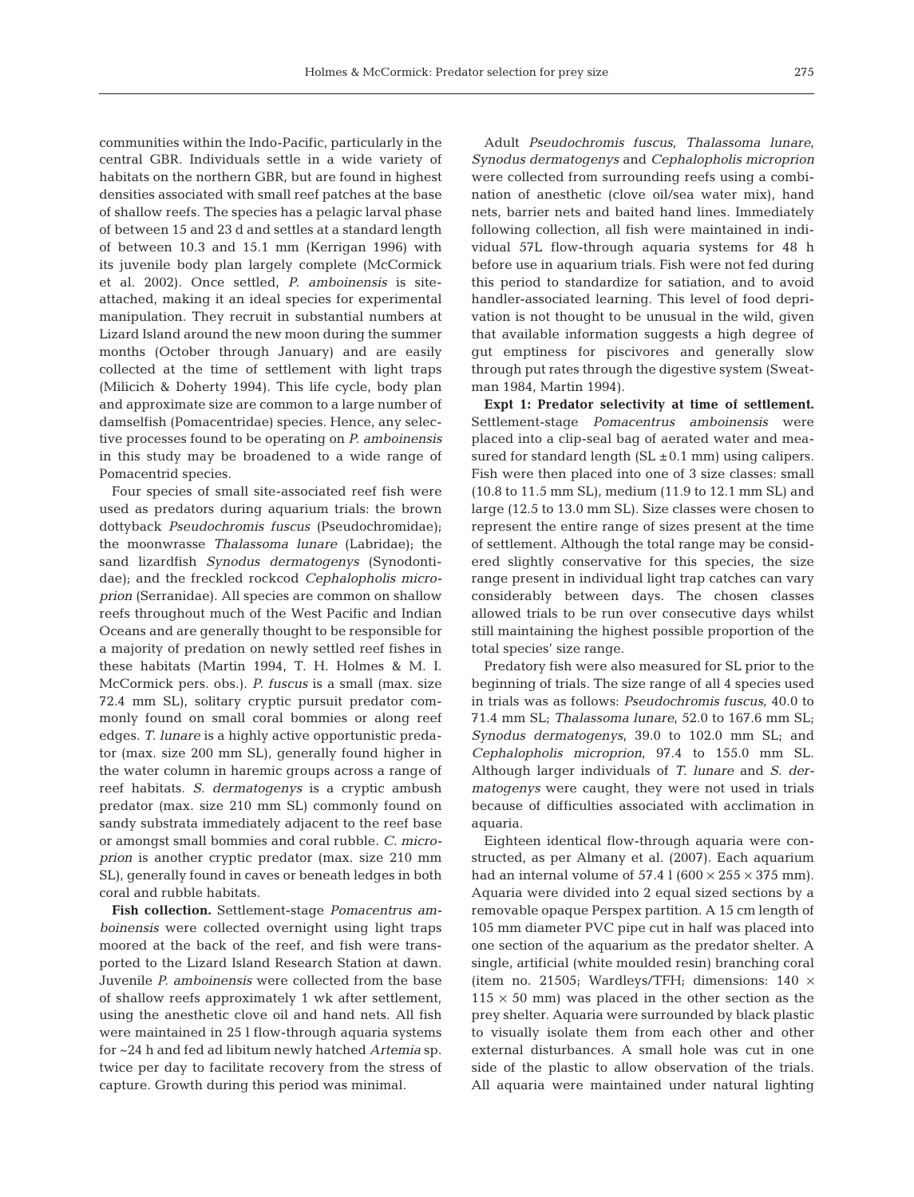communities within the Indo-Pacific, particularly in the central GBR. Individuals settle in a wide variety of habitats on the northern GBR, but are found in highest densities associated with small reef patches at the base of shallow reefs. The species has a pelagic larval phase of between 15 and 23 d and settles at a standard length of between 10.3 and 15.1 mm (Kerrigan 1996) with its juvenile body plan largely complete (McCormick et al. 2002). Once settled, *P. amboinensis* is site-attached, making it an ideal species for experimental manipulation. They recruit in substantial numbers at Lizard Island around the new moon during the summer months (October through January) and are easily collected at the time of settlement with light traps (Milicich & Doherty 1994). This life cycle, body plan and approximate size are common to a large number of damselfish (Pomacentridae) species. Hence, any selective processes found to be operating on *P. amboinensis* in this study may be broadened to a wide range of Pomacentrid species.

Four species of small site-associated reef fish were used as predators during aquarium trials: the brown dottyback *Pseudochromis fuscus* (Pseudochromidae); the moonwrasse *Thalassoma lunare* (Labridae); the sand lizardfish *Synodus dermatogenys* (Synodontidae); and the freckled rockcod *Cephalopholis microprion* (Serranidae). All species are common on shallow reefs throughout much of the West Pacific and Indian Oceans and are generally thought to be responsible for a majority of predation on newly settled reef fishes in these habitats (Martin 1994, T. H. Holmes & M. I. McCormick pers. obs.). *P. fuscus* is a small (max. size 72.4 mm SL), solitary cryptic pursuit predator commonly found on small coral bommies or along reef edges. *T. lunare* is a highly active opportunistic predator (max. size 200 mm SL), generally found higher in the water column in haremic groups across a range of reef habitats. *S. dermatogenys* is a cryptic ambush predator (max. size 210 mm SL) commonly found on sandy substrata immediately adjacent to the reef base or amongst small bommies and coral rubble. *C. microprion* is another cryptic predator (max. size 210 mm SL), generally found in caves or beneath ledges in both coral and rubble habitats.

**Fish collection.** Settlement-stage *Pomacentrus amboinensis* were collected overnight using light traps moored at the back of the reef, and fish were transported to the Lizard Island Research Station at dawn. Juvenile *P. amboinensis* were collected from the base of shallow reefs approximately 1 wk after settlement, using the anesthetic clove oil and hand nets. All fish were maintained in 25 l flow-through aquaria systems for ~24 h and fed ad libitum newly hatched *Artemia* sp. twice per day to facilitate recovery from the stress of capture. Growth during this period was minimal.

Adult *Pseudochromis fuscus*, *Thalassoma lunare*, *Synodus dermatogenys* and *Cephalopholis microprion* were collected from surrounding reefs using a combination of anesthetic (clove oil/sea water mix), hand nets, barrier nets and baited hand lines. Immediately following collection, all fish were maintained in individual 57L flow-through aquaria systems for 48 h before use in aquarium trials. Fish were not fed during this period to standardize for satiation, and to avoid handler-associated learning. This level of food deprivation is not thought to be unusual in the wild, given that available information suggests a high degree of gut emptiness for piscivores and generally slow through put rates through the digestive system (Sweatman 1984, Martin 1994).

**Expt 1: Predator selectivity at time of settlement.** Settlement-stage *Pomacentrus amboinensis* were placed into a clip-seal bag of aerated water and measured for standard length (SL ± 0.1 mm) using calipers. Fish were then placed into one of 3 size classes: small (10.8 to 11.5 mm SL), medium (11.9 to 12.1 mm SL) and large (12.5 to 13.0 mm SL). Size classes were chosen to represent the entire range of sizes present at the time of settlement. Although the total range may be considered slightly conservative for this species, the size range present in individual light trap catches can vary considerably between days. The chosen classes allowed trials to be run over consecutive days whilst still maintaining the highest possible proportion of the total species' size range.

Predatory fish were also measured for SL prior to the beginning of trials. The size range of all 4 species used in trials was as follows: *Pseudochromis fuscus*, 40.0 to 71.4 mm SL; *Thalassoma lunare*, 52.0 to 167.6 mm SL; *Synodus dermatogenys*, 39.0 to 102.0 mm SL; and *Cephalopholis microprion*, 97.4 to 155.0 mm SL. Although larger individuals of *T. lunare* and *S. dermatogenys* were caught, they were not used in trials because of difficulties associated with acclimation in aquaria.

Eighteen identical flow-through aquaria were constructed, as per Almany et al. (2007). Each aquarium had an internal volume of 57.4 l (600 × 255 × 375 mm). Aquaria were divided into 2 equal sized sections by a removable opaque Perspex partition. A 15 cm length of 105 mm diameter PVC pipe cut in half was placed into one section of the aquarium as the predator shelter. A single, artificial (white moulded resin) branching coral (item no. 21505; Wardleys/TFH; dimensions: 140 × 115 × 50 mm) was placed in the other section as the prey shelter. Aquaria were surrounded by black plastic to visually isolate them from each other and other external disturbances. A small hole was cut in one side of the plastic to allow observation of the trials. All aquaria were maintained under natural lighting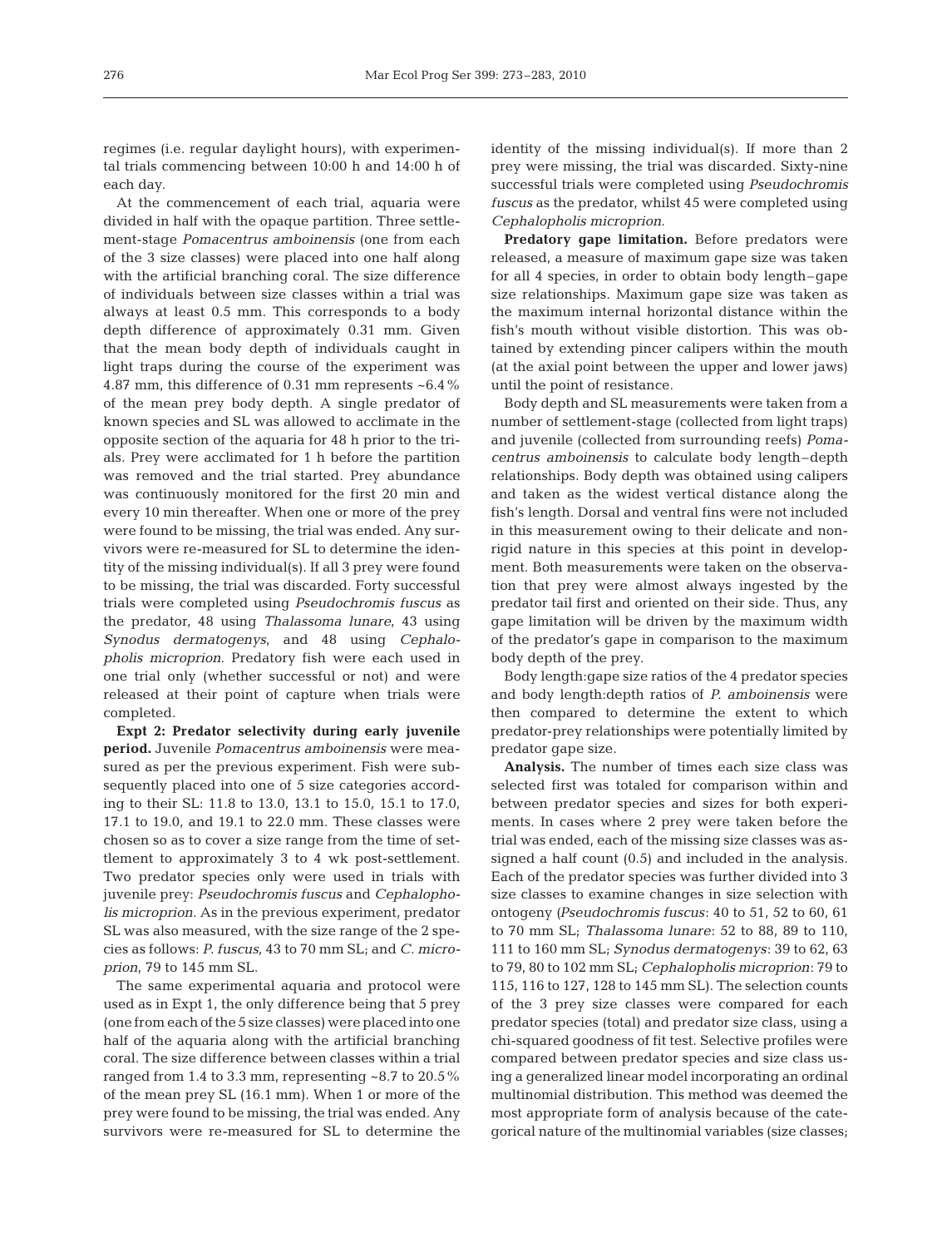regimes (i.e. regular daylight hours), with experimental trials commencing between 10:00 h and 14:00 h of each day.

At the commencement of each trial, aquaria were divided in half with the opaque partition. Three settlement-stage *Pomacentrus amboinensis* (one from each of the 3 size classes) were placed into one half along with the artificial branching coral. The size difference of individuals between size classes within a trial was always at least 0.5 mm. This corresponds to a body depth difference of approximately 0.31 mm. Given that the mean body depth of individuals caught in light traps during the course of the experiment was 4.87 mm, this difference of 0.31 mm represents ~6.4% of the mean prey body depth. A single predator of known species and SL was allowed to acclimate in the opposite section of the aquaria for 48 h prior to the trials. Prey were acclimated for 1 h before the partition was removed and the trial started. Prey abundance was continuously monitored for the first 20 min and every 10 min thereafter. When one or more of the prey were found to be missing, the trial was ended. Any survivors were re-measured for SL to determine the identity of the missing individual(s). If all 3 prey were found to be missing, the trial was discarded. Forty successful trials were completed using *Pseudochromis fuscus* as the predator, 48 using *Thalassoma lunare*, 43 using *Synodus dermatogenys*, and 48 using *Cephalopholis microprion*. Predatory fish were each used in one trial only (whether successful or not) and were released at their point of capture when trials were completed.

**Expt 2: Predator selectivity during early juvenile period.** Juvenile *Pomacentrus amboinensis* were measured as per the previous experiment. Fish were subsequently placed into one of 5 size categories according to their SL: 11.8 to 13.0, 13.1 to 15.0, 15.1 to 17.0, 17.1 to 19.0, and 19.1 to 22.0 mm. These classes were chosen so as to cover a size range from the time of settlement to approximately 3 to 4 wk post-settlement. Two predator species only were used in trials with juvenile prey: *Pseudochromis fuscus* and *Cephalopholis microprion*. As in the previous experiment, predator SL was also measured, with the size range of the 2 species as follows: *P. fuscus*, 43 to 70 mm SL; and *C. microprion*, 79 to 145 mm SL.

The same experimental aquaria and protocol were used as in Expt 1, the only difference being that 5 prey (one from each of the 5 size classes) were placed into one half of the aquaria along with the artificial branching coral. The size difference between classes within a trial ranged from 1.4 to 3.3 mm, representing ~8.7 to 20.5% of the mean prey SL (16.1 mm). When 1 or more of the prey were found to be missing, the trial was ended. Any survivors were re-measured for SL to determine the identity of the missing individual(s). If more than 2 prey were missing, the trial was discarded. Sixty-nine successful trials were completed using *Pseudochromis fuscus* as the predator, whilst 45 were completed using *Cephalopholis microprion*.

**Predatory gape limitation.** Before predators were released, a measure of maximum gape size was taken for all 4 species, in order to obtain body length–gape size relationships. Maximum gape size was taken as the maximum internal horizontal distance within the fish's mouth without visible distortion. This was obtained by extending pincer calipers within the mouth (at the axial point between the upper and lower jaws) until the point of resistance.

Body depth and SL measurements were taken from a number of settlement-stage (collected from light traps) and juvenile (collected from surrounding reefs) *Pomacentrus amboinensis* to calculate body length–depth relationships. Body depth was obtained using calipers and taken as the widest vertical distance along the fish's length. Dorsal and ventral fins were not included in this measurement owing to their delicate and non-rigid nature in this species at this point in development. Both measurements were taken on the observation that prey were almost always ingested by the predator tail first and oriented on their side. Thus, any gape limitation will be driven by the maximum width of the predator's gape in comparison to the maximum body depth of the prey.

Body length:gape size ratios of the 4 predator species and body length:depth ratios of *P. amboinensis* were then compared to determine the extent to which predator-prey relationships were potentially limited by predator gape size.

**Analysis.** The number of times each size class was selected first was totaled for comparison within and between predator species and sizes for both experiments. In cases where 2 prey were taken before the trial was ended, each of the missing size classes was assigned a half count (0.5) and included in the analysis. Each of the predator species was further divided into 3 size classes to examine changes in size selection with ontogeny (*Pseudochromis fuscus*: 40 to 51, 52 to 60, 61 to 70 mm SL; *Thalassoma lunare*: 52 to 88, 89 to 110, 111 to 160 mm SL; *Synodus dermatogenys*: 39 to 62, 63 to 79, 80 to 102 mm SL; *Cephalopholis microprion*: 79 to 115, 116 to 127, 128 to 145 mm SL). The selection counts of the 3 prey size classes were compared for each predator species (total) and predator size class, using a chi-squared goodness of fit test. Selective profiles were compared between predator species and size class using a generalized linear model incorporating an ordinal multinomial distribution. This method was deemed the most appropriate form of analysis because of the categorical nature of the multinomial variables (size classes;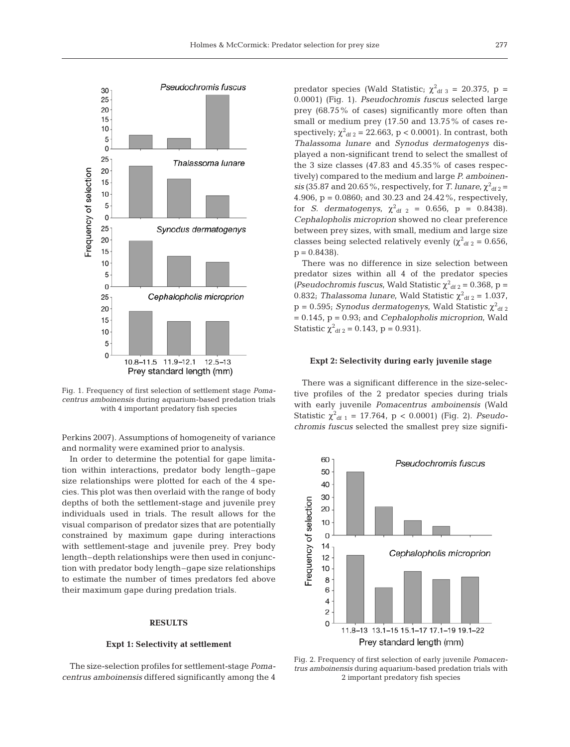Fig. 1. Frequency of first selection of settlement stage *Pomacentrus amboinensis* during aquarium-based predation trials with 4 important predatory fish species

Perkins 2007). Assumptions of homogeneity of variance and normality were examined prior to analysis.

In order to determine the potential for gape limitation within interactions, predator body length–gape size relationships were plotted for each of the 4 species. This plot was then overlaid with the range of body depths of both the settlement-stage and juvenile prey individuals used in trials. The result allows for the visual comparison of predator sizes that are potentially constrained by maximum gape during interactions with settlement-stage and juvenile prey. Prey body length–depth relationships were then used in conjunction with predator body length–gape size relationships to estimate the number of times predators fed above their maximum gape during predation trials.

## RESULTS

### Expt 1: Selectivity at settlement

The size-selection profiles for settlement-stage *Pomacentrus amboinensis* differed significantly among the 4 predator species (Wald Statistic; $\chi^2_{\text{df } 3}$ = 20.375, p = 0.0001) (Fig. 1). *Pseudochromis fuscus* selected large prey (68.75% of cases) significantly more often than small or medium prey (17.50 and 13.75% of cases respectively; $\chi^2_{\text{df } 2}$ = 22.663, p < 0.0001). In contrast, both *Thalassoma lunare* and *Synodus dermatogenys* displayed a non-significant trend to select the smallest of the 3 size classes (47.83 and 45.35% of cases respectively) compared to the medium and large *P. amboinensis* (35.87 and 20.65%, respectively, for *T. lunare*, $\chi^2_{\text{df } 2}$ = 4.906, p = 0.0860; and 30.23 and 24.42%, respectively, for *S. dermatogenys*, $\chi^2_{\text{df } 2}$ = 0.656, p = 0.8438). *Cephalopholis microprion* showed no clear preference between prey sizes, with small, medium and large size classes being selected relatively evenly ($\chi^2_{\text{df } 2}$ = 0.656, p = 0.8438).

There was no difference in size selection between predator sizes within all 4 of the predator species (*Pseudochromis fuscus*, Wald Statistic $\chi^2_{\text{df } 2}$ = 0.368, p = 0.832; *Thalassoma lunare*, Wald Statistic $\chi^2_{\text{df } 2}$ = 1.037, p = 0.595; *Synodus dermatogenys*, Wald Statistic $\chi^2_{\text{df } 2}$ = 0.145, p = 0.93; and *Cephalopholis microprion*, Wald Statistic $\chi^2_{\text{df } 2}$ = 0.143, p = 0.931).

### Expt 2: Selectivity during early juvenile stage

There was a significant difference in the size-selective profiles of the 2 predator species during trials with early juvenile *Pomacentrus amboinensis* (Wald Statistic $\chi^2_{\text{df } 1}$ = 17.764, p < 0.0001) (Fig. 2). *Pseudochromis fuscus* selected the smallest prey size signifi-

Fig. 2. Frequency of first selection of early juvenile *Pomacentrus amboinensis* during aquarium-based predation trials with 2 important predatory fish species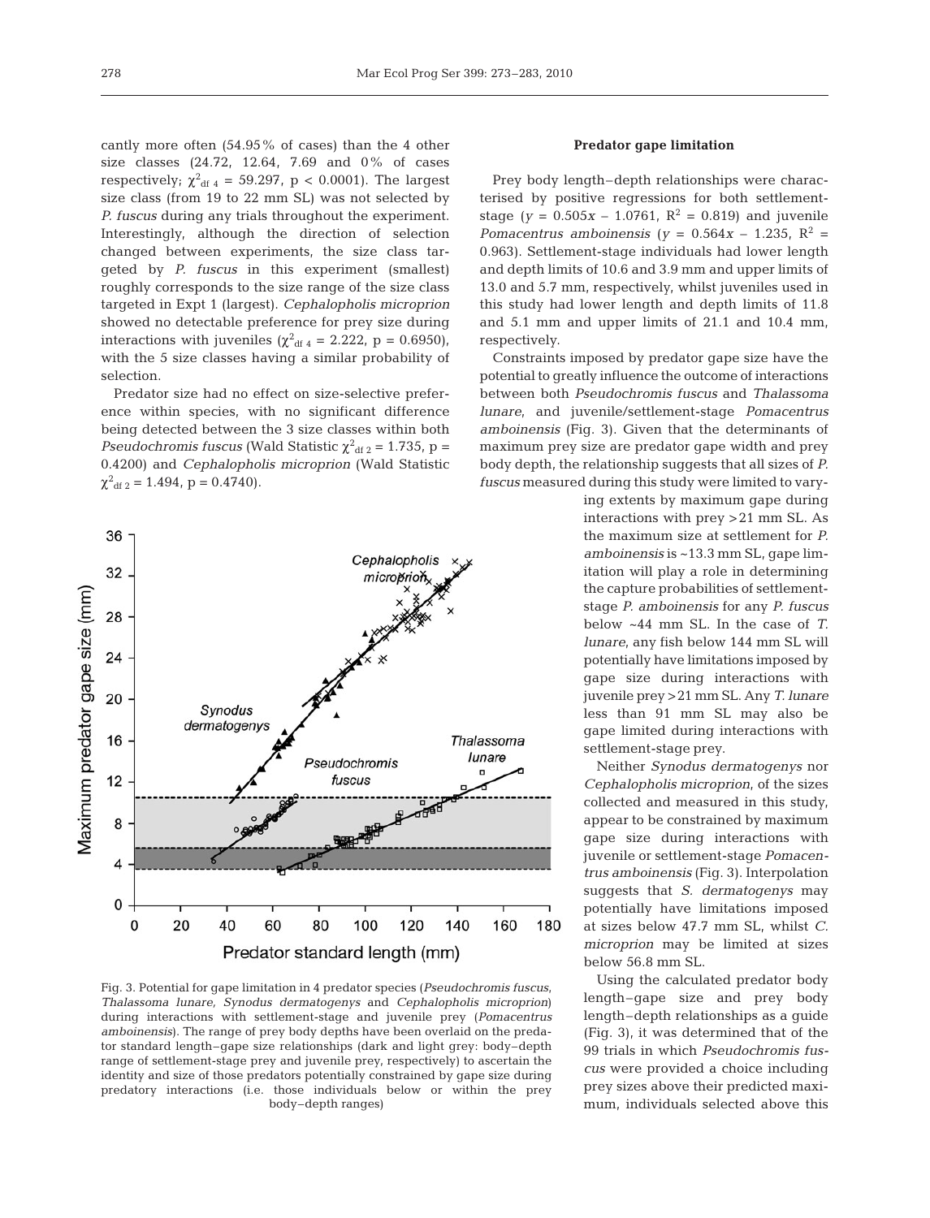cantly more often (54.95% of cases) than the 4 other size classes (24.72, 12.64, 7.69 and 0% of cases respectively; $\chi^2_{df\ 4}$ = 59.297, p < 0.0001). The largest size class (from 19 to 22 mm SL) was not selected by *P. fuscus* during any trials throughout the experiment. Interestingly, although the direction of selection changed between experiments, the size class targeted by *P. fuscus* in this experiment (smallest) roughly corresponds to the size range of the size class targeted in Expt 1 (largest). *Cephalopholis microprion* showed no detectable preference for prey size during interactions with juveniles ($\chi^2_{df\ 4}$ = 2.222, p = 0.6950), with the 5 size classes having a similar probability of selection.

Predator size had no effect on size-selective preference within species, with no significant difference being detected between the 3 size classes within both *Pseudochromis fuscus* (Wald Statistic $\chi^2_{df\ 2}$ = 1.735, p = 0.4200) and *Cephalopholis microprion* (Wald Statistic $\chi^2_{df\ 2}$ = 1.494, p = 0.4740).

Fig. 3. Potential for gape limitation in 4 predator species (*Pseudochromis fuscus, Thalassoma lunare, Synodus dermatogenys* and *Cephalopholis microprion*) during interactions with settlement-stage and juvenile prey (*Pomacentrus amboinensis*). The range of prey body depths have been overlaid on the predator standard length–gape size relationships (dark and light grey: body–depth range of settlement-stage prey and juvenile prey, respectively) to ascertain the identity and size of those predators potentially constrained by gape size during predatory interactions (i.e. those individuals below or within the prey body–depth ranges)

### Predator gape limitation

Prey body length–depth relationships were characterised by positive regressions for both settlement-stage ($y = 0.505x - 1.0761$, $R^2 = 0.819$) and juvenile *Pomacentrus amboinensis* ($y = 0.564x - 1.235$, $R^2 = 0.963$). Settlement-stage individuals had lower length and depth limits of 10.6 and 3.9 mm and upper limits of 13.0 and 5.7 mm, respectively, whilst juveniles used in this study had lower length and depth limits of 11.8 and 5.1 mm and upper limits of 21.1 and 10.4 mm, respectively.

Constraints imposed by predator gape size have the potential to greatly influence the outcome of interactions between both *Pseudochromis fuscus* and *Thalassoma lunare*, and juvenile/settlement-stage *Pomacentrus amboinensis* (Fig. 3). Given that the determinants of maximum prey size are predator gape width and prey body depth, the relationship suggests that all sizes of *P. fuscus* measured during this study were limited to varying extents by maximum gape during interactions with prey >21 mm SL. As the maximum size at settlement for *P. amboinensis* is ~13.3 mm SL, gape limitation will play a role in determining the capture probabilities of settlement-stage *P. amboinensis* for any *P. fuscus* below ~44 mm SL. In the case of *T. lunare*, any fish below 144 mm SL will potentially have limitations imposed by gape size during interactions with juvenile prey >21 mm SL. Any *T. lunare* less than 91 mm SL may also be gape limited during interactions with settlement-stage prey.

Neither *Synodus dermatogenys* nor *Cephalopholis microprion*, of the sizes collected and measured in this study, appear to be constrained by maximum gape size during interactions with juvenile or settlement-stage *Pomacentrus amboinensis* (Fig. 3). Interpolation suggests that *S. dermatogenys* may potentially have limitations imposed at sizes below 47.7 mm SL, whilst *C. microprion* may be limited at sizes below 56.8 mm SL.

Using the calculated predator body length–gape size and prey body length–depth relationships as a guide (Fig. 3), it was determined that of the 99 trials in which *Pseudochromis fuscus* were provided a choice including prey sizes above their predicted maximum, individuals selected above this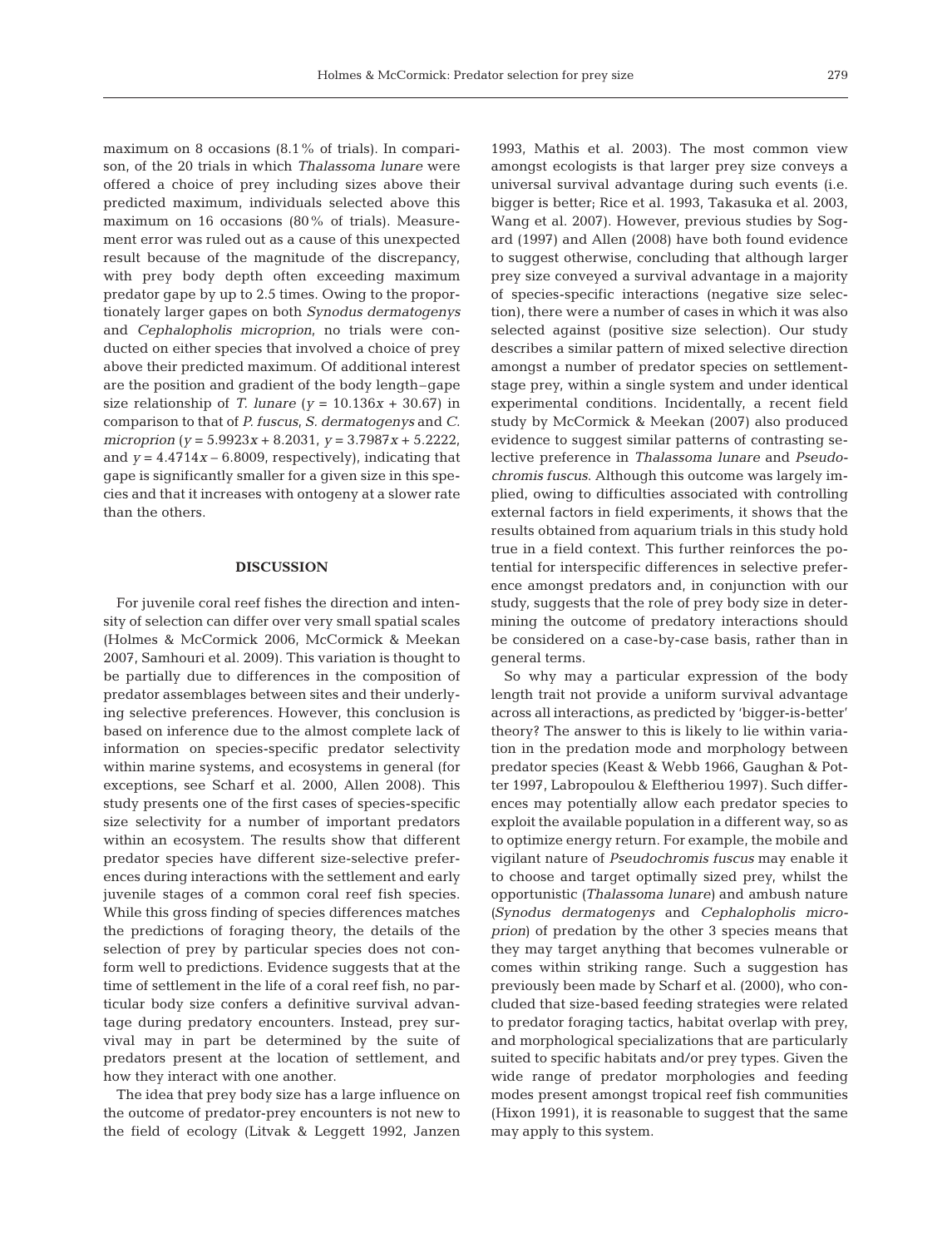maximum on 8 occasions (8.1% of trials). In comparison, of the 20 trials in which *Thalassoma lunare* were offered a choice of prey including sizes above their predicted maximum, individuals selected above this maximum on 16 occasions (80% of trials). Measurement error was ruled out as a cause of this unexpected result because of the magnitude of the discrepancy, with prey body depth often exceeding maximum predator gape by up to 2.5 times. Owing to the proportionately larger gapes on both *Synodus dermatogenys* and *Cephalopholis microprion*, no trials were conducted on either species that involved a choice of prey above their predicted maximum. Of additional interest are the position and gradient of the body length–gape size relationship of *T. lunare* ($y = 10.136x + 30.67$) in comparison to that of *P. fuscus*, *S. dermatogenys* and *C. microprion* ($y = 5.9923x + 8.2031$, $y = 3.7987x + 5.2222$, and $y = 4.4714x - 6.8009$, respectively), indicating that gape is significantly smaller for a given size in this species and that it increases with ontogeny at a slower rate than the others.

## DISCUSSION

For juvenile coral reef fishes the direction and intensity of selection can differ over very small spatial scales (Holmes & McCormick 2006, McCormick & Meekan 2007, Samhouri et al. 2009). This variation is thought to be partially due to differences in the composition of predator assemblages between sites and their underlying selective preferences. However, this conclusion is based on inference due to the almost complete lack of information on species-specific predator selectivity within marine systems, and ecosystems in general (for exceptions, see Scharf et al. 2000, Allen 2008). This study presents one of the first cases of species-specific size selectivity for a number of important predators within an ecosystem. The results show that different predator species have different size-selective preferences during interactions with the settlement and early juvenile stages of a common coral reef fish species. While this gross finding of species differences matches the predictions of foraging theory, the details of the selection of prey by particular species does not conform well to predictions. Evidence suggests that at the time of settlement in the life of a coral reef fish, no particular body size confers a definitive survival advantage during predatory encounters. Instead, prey survival may in part be determined by the suite of predators present at the location of settlement, and how they interact with one another.

The idea that prey body size has a large influence on the outcome of predator-prey encounters is not new to the field of ecology (Litvak & Leggett 1992, Janzen 1993, Mathis et al. 2003). The most common view amongst ecologists is that larger prey size conveys a universal survival advantage during such events (i.e. bigger is better; Rice et al. 1993, Takasuka et al. 2003, Wang et al. 2007). However, previous studies by Sogard (1997) and Allen (2008) have both found evidence to suggest otherwise, concluding that although larger prey size conveyed a survival advantage in a majority of species-specific interactions (negative size selection), there were a number of cases in which it was also selected against (positive size selection). Our study describes a similar pattern of mixed selective direction amongst a number of predator species on settlement-stage prey, within a single system and under identical experimental conditions. Incidentally, a recent field study by McCormick & Meekan (2007) also produced evidence to suggest similar patterns of contrasting selective preference in *Thalassoma lunare* and *Pseudochromis fuscus*. Although this outcome was largely implied, owing to difficulties associated with controlling external factors in field experiments, it shows that the results obtained from aquarium trials in this study hold true in a field context. This further reinforces the potential for interspecific differences in selective preference amongst predators and, in conjunction with our study, suggests that the role of prey body size in determining the outcome of predatory interactions should be considered on a case-by-case basis, rather than in general terms.

So why may a particular expression of the body length trait not provide a uniform survival advantage across all interactions, as predicted by 'bigger-is-better' theory? The answer to this is likely to lie within variation in the predation mode and morphology between predator species (Keast & Webb 1966, Gaughan & Potter 1997, Labropoulou & Eleftheriou 1997). Such differences may potentially allow each predator species to exploit the available population in a different way, so as to optimize energy return. For example, the mobile and vigilant nature of *Pseudochromis fuscus* may enable it to choose and target optimally sized prey, whilst the opportunistic (*Thalassoma lunare*) and ambush nature (*Synodus dermatogenys* and *Cephalopholis microprion*) of predation by the other 3 species means that they may target anything that becomes vulnerable or comes within striking range. Such a suggestion has previously been made by Scharf et al. (2000), who concluded that size-based feeding strategies were related to predator foraging tactics, habitat overlap with prey, and morphological specializations that are particularly suited to specific habitats and/or prey types. Given the wide range of predator morphologies and feeding modes present amongst tropical reef fish communities (Hixon 1991), it is reasonable to suggest that the same may apply to this system.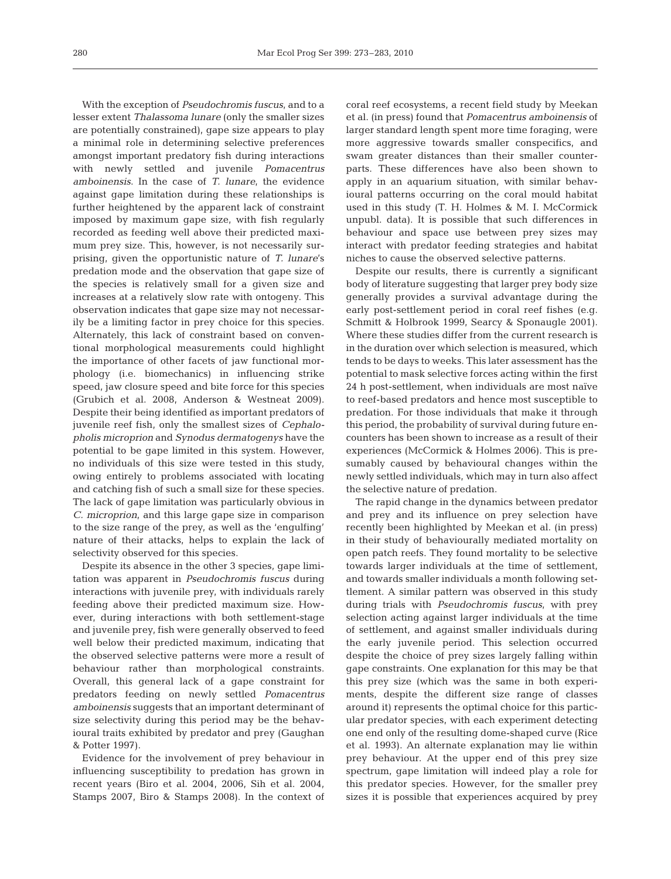With the exception of *Pseudochromis fuscus*, and to a lesser extent *Thalassoma lunare* (only the smaller sizes are potentially constrained), gape size appears to play a minimal role in determining selective preferences amongst important predatory fish during interactions with newly settled and juvenile *Pomacentrus amboinensis*. In the case of *T. lunare*, the evidence against gape limitation during these relationships is further heightened by the apparent lack of constraint imposed by maximum gape size, with fish regularly recorded as feeding well above their predicted maximum prey size. This, however, is not necessarily surprising, given the opportunistic nature of *T. lunare*'s predation mode and the observation that gape size of the species is relatively small for a given size and increases at a relatively slow rate with ontogeny. This observation indicates that gape size may not necessarily be a limiting factor in prey choice for this species. Alternately, this lack of constraint based on conventional morphological measurements could highlight the importance of other facets of jaw functional morphology (i.e. biomechanics) in influencing strike speed, jaw closure speed and bite force for this species (Grubich et al. 2008, Anderson & Westneat 2009). Despite their being identified as important predators of juvenile reef fish, only the smallest sizes of *Cephalopholis microprion* and *Synodus dermatogenys* have the potential to be gape limited in this system. However, no individuals of this size were tested in this study, owing entirely to problems associated with locating and catching fish of such a small size for these species. The lack of gape limitation was particularly obvious in *C. microprion*, and this large gape size in comparison to the size range of the prey, as well as the 'engulfing' nature of their attacks, helps to explain the lack of selectivity observed for this species.

Despite its absence in the other 3 species, gape limitation was apparent in *Pseudochromis fuscus* during interactions with juvenile prey, with individuals rarely feeding above their predicted maximum size. However, during interactions with both settlement-stage and juvenile prey, fish were generally observed to feed well below their predicted maximum, indicating that the observed selective patterns were more a result of behaviour rather than morphological constraints. Overall, this general lack of a gape constraint for predators feeding on newly settled *Pomacentrus amboinensis* suggests that an important determinant of size selectivity during this period may be the behavioural traits exhibited by predator and prey (Gaughan & Potter 1997).

Evidence for the involvement of prey behaviour in influencing susceptibility to predation has grown in recent years (Biro et al. 2004, 2006, Sih et al. 2004, Stamps 2007, Biro & Stamps 2008). In the context of coral reef ecosystems, a recent field study by Meekan et al. (in press) found that *Pomacentrus amboinensis* of larger standard length spent more time foraging, were more aggressive towards smaller conspecifics, and swam greater distances than their smaller counterparts. These differences have also been shown to apply in an aquarium situation, with similar behavioural patterns occurring on the coral mould habitat used in this study (T. H. Holmes & M. I. McCormick unpubl. data). It is possible that such differences in behaviour and space use between prey sizes may interact with predator feeding strategies and habitat niches to cause the observed selective patterns.

Despite our results, there is currently a significant body of literature suggesting that larger prey body size generally provides a survival advantage during the early post-settlement period in coral reef fishes (e.g. Schmitt & Holbrook 1999, Searcy & Sponaugle 2001). Where these studies differ from the current research is in the duration over which selection is measured, which tends to be days to weeks. This later assessment has the potential to mask selective forces acting within the first 24 h post-settlement, when individuals are most naïve to reef-based predators and hence most susceptible to predation. For those individuals that make it through this period, the probability of survival during future encounters has been shown to increase as a result of their experiences (McCormick & Holmes 2006). This is presumably caused by behavioural changes within the newly settled individuals, which may in turn also affect the selective nature of predation.

The rapid change in the dynamics between predator and prey and its influence on prey selection have recently been highlighted by Meekan et al. (in press) in their study of behaviourally mediated mortality on open patch reefs. They found mortality to be selective towards larger individuals at the time of settlement, and towards smaller individuals a month following settlement. A similar pattern was observed in this study during trials with *Pseudochromis fuscus*, with prey selection acting against larger individuals at the time of settlement, and against smaller individuals during the early juvenile period. This selection occurred despite the choice of prey sizes largely falling within gape constraints. One explanation for this may be that this prey size (which was the same in both experiments, despite the different size range of classes around it) represents the optimal choice for this particular predator species, with each experiment detecting one end only of the resulting dome-shaped curve (Rice et al. 1993). An alternate explanation may lie within prey behaviour. At the upper end of this prey size spectrum, gape limitation will indeed play a role for this predator species. However, for the smaller prey sizes it is possible that experiences acquired by prey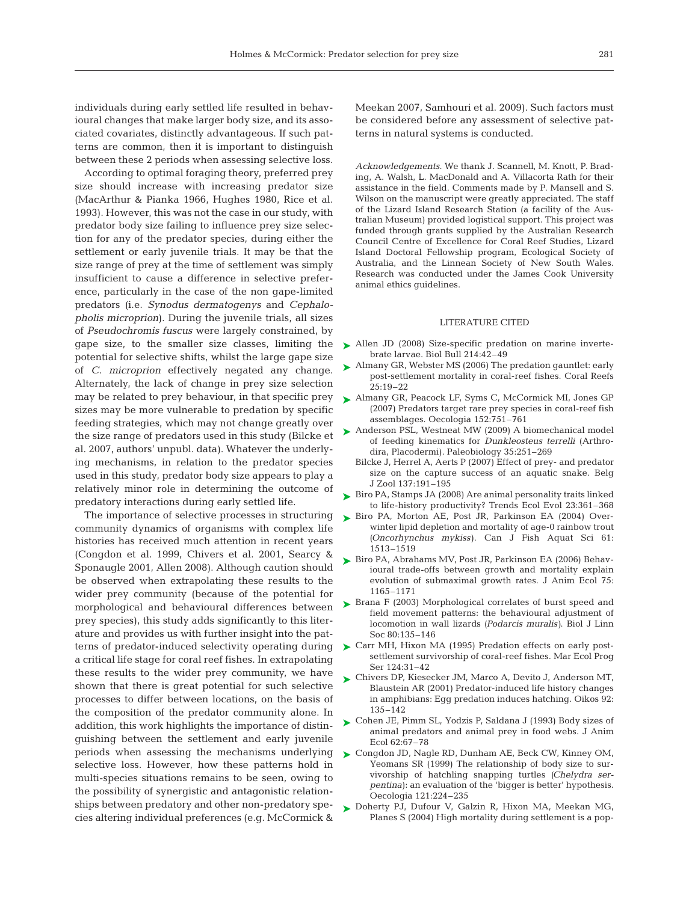individuals during early settled life resulted in behavioural changes that make larger body size, and its associated covariates, distinctly advantageous. If such patterns are common, then it is important to distinguish between these 2 periods when assessing selective loss.

According to optimal foraging theory, preferred prey size should increase with increasing predator size (MacArthur & Pianka 1966, Hughes 1980, Rice et al. 1993). However, this was not the case in our study, with predator body size failing to influence prey size selection for any of the predator species, during either the settlement or early juvenile trials. It may be that the size range of prey at the time of settlement was simply insufficient to cause a difference in selective preference, particularly in the case of the non gape-limited predators (i.e. *Synodus dermatogenys* and *Cephalopholis microprion*). During the juvenile trials, all sizes of *Pseudochromis fuscus* were largely constrained, by gape size, to the smaller size classes, limiting the potential for selective shifts, whilst the large gape size of *C. microprion* effectively negated any change. Alternately, the lack of change in prey size selection may be related to prey behaviour, in that specific prey sizes may be more vulnerable to predation by specific feeding strategies, which may not change greatly over the size range of predators used in this study (Bilcke et al. 2007, authors' unpubl. data). Whatever the underlying mechanisms, in relation to the predator species used in this study, predator body size appears to play a relatively minor role in determining the outcome of predatory interactions during early settled life.

The importance of selective processes in structuring community dynamics of organisms with complex life histories has received much attention in recent years (Congdon et al. 1999, Chivers et al. 2001, Searcy & Sponaugle 2001, Allen 2008). Although caution should be observed when extrapolating these results to the wider prey community (because of the potential for morphological and behavioural differences between prey species), this study adds significantly to this literature and provides us with further insight into the patterns of predator-induced selectivity operating during a critical life stage for coral reef fishes. In extrapolating these results to the wider prey community, we have shown that there is great potential for such selective processes to differ between locations, on the basis of the composition of the predator community alone. In addition, this work highlights the importance of distinguishing between the settlement and early juvenile periods when assessing the mechanisms underlying selective loss. However, how these patterns hold in multi-species situations remains to be seen, owing to the possibility of synergistic and antagonistic relationships between predatory and other non-predatory species altering individual preferences (e.g. McCormick & Meekan 2007, Samhouri et al. 2009). Such factors must be considered before any assessment of selective patterns in natural systems is conducted.

*Acknowledgements*. We thank J. Scannell, M. Knott, P. Brading, A. Walsh, L. MacDonald and A. Villacorta Rath for their assistance in the field. Comments made by P. Mansell and S. Wilson on the manuscript were greatly appreciated. The staff of the Lizard Island Research Station (a facility of the Australian Museum) provided logistical support. This project was funded through grants supplied by the Australian Research Council Centre of Excellence for Coral Reef Studies, Lizard Island Doctoral Fellowship program, Ecological Society of Australia, and the Linnean Society of New South Wales. Research was conducted under the James Cook University animal ethics guidelines.

## LITERATURE CITED

- Allen JD (2008) Size-specific predation on marine invertebrate larvae. Biol Bull 214:42–49
- Almany GR, Webster MS (2006) The predation gauntlet: early post-settlement mortality in coral-reef fishes. Coral Reefs 25:19–22
- Almany GR, Peacock LF, Syms C, McCormick MI, Jones GP (2007) Predators target rare prey species in coral-reef fish assemblages. Oecologia 152:751–761
- Anderson PSL, Westneat MW (2009) A biomechanical model of feeding kinematics for *Dunkleosteus terrelli* (Arthrodira, Placodermi). Paleobiology 35:251–269
- Bilcke J, Herrel A, Aerts P (2007) Effect of prey- and predator size on the capture success of an aquatic snake. Belg J Zool 137:191–195
- Biro PA, Stamps JA (2008) Are animal personality traits linked to life-history productivity? Trends Ecol Evol 23:361–368
- Biro PA, Morton AE, Post JR, Parkinson EA (2004) Overwinter lipid depletion and mortality of age-0 rainbow trout (*Oncorhynchus mykiss*). Can J Fish Aquat Sci 61: 1513–1519
- Biro PA, Abrahams MV, Post JR, Parkinson EA (2006) Behavioural trade-offs between growth and mortality explain evolution of submaximal growth rates. J Anim Ecol 75: 1165–1171
- Brana F (2003) Morphological correlates of burst speed and field movement patterns: the behavioural adjustment of locomotion in wall lizards (*Podarcis muralis*). Biol J Linn Soc 80:135–146
- Carr MH, Hixon MA (1995) Predation effects on early post-settlement survivorship of coral-reef fishes. Mar Ecol Prog Ser 124:31–42
- Chivers DP, Kiesecker JM, Marco A, Devito J, Anderson MT, Blaustein AR (2001) Predator-induced life history changes in amphibians: Egg predation induces hatching. Oikos 92: 135–142
- Cohen JE, Pimm SL, Yodzis P, Saldana J (1993) Body sizes of animal predators and animal prey in food webs. J Anim Ecol 62:67–78
- Congdon JD, Nagle RD, Dunham AE, Beck CW, Kinney OM, Yeomans SR (1999) The relationship of body size to survivorship of hatchling snapping turtles (*Chelydra serpentina*): an evaluation of the 'bigger is better' hypothesis. Oecologia 121:224–235
- Doherty PJ, Dufour V, Galzin R, Hixon MA, Meekan MG, Planes S (2004) High mortality during settlement is a pop-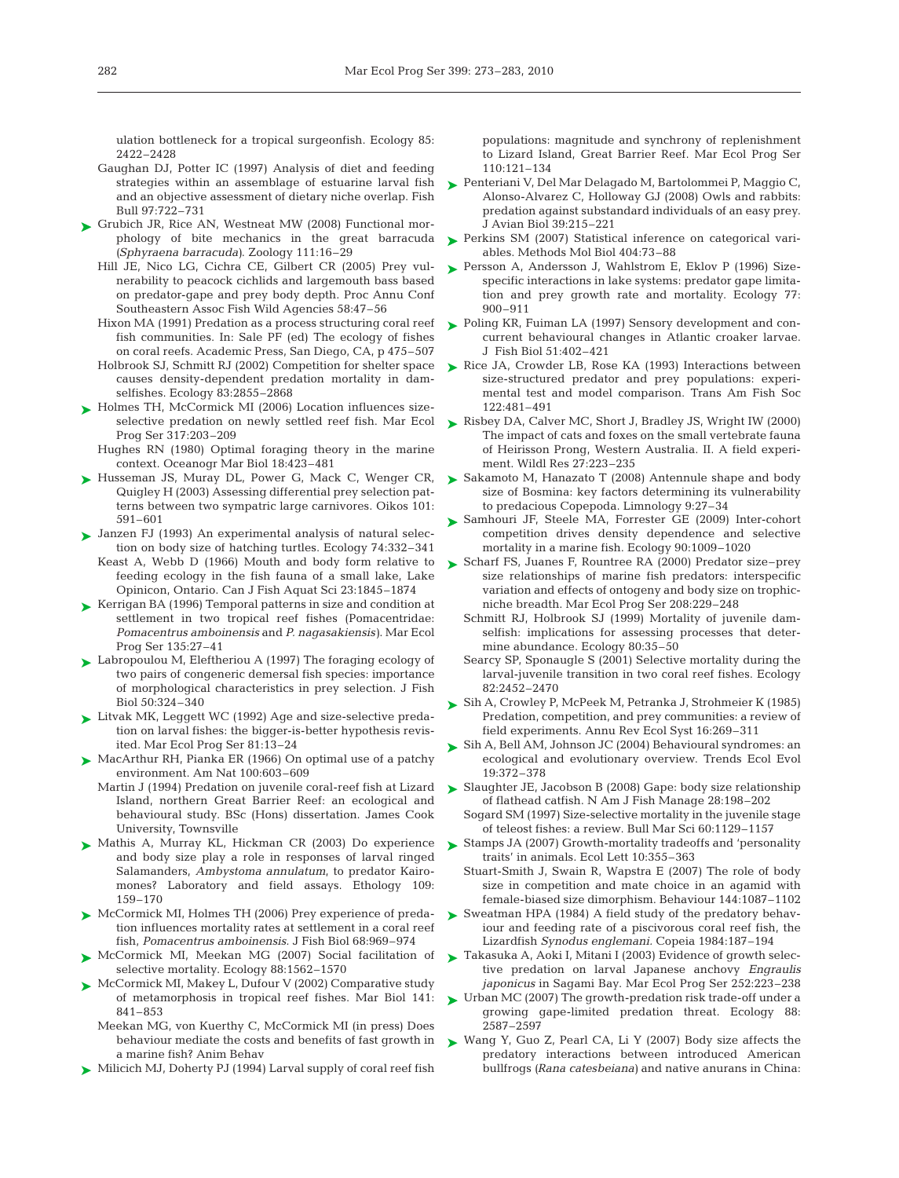ulation bottleneck for a tropical surgeonfish. Ecology 85: 2422–2428

Gaughan DJ, Potter IC (1997) Analysis of diet and feeding strategies within an assemblage of estuarine larval fish and an objective assessment of dietary niche overlap. Fish Bull 97:722–731

Grubich JR, Rice AN, Westneat MW (2008) Functional morphology of bite mechanics in the great barracuda (*Sphyraena barracuda*). Zoology 111:16–29

Hill JE, Nico LG, Cichra CE, Gilbert CR (2005) Prey vulnerability to peacock cichlids and largemouth bass based on predator-gape and prey body depth. Proc Annu Conf Southeastern Assoc Fish Wild Agencies 58:47–56

Hixon MA (1991) Predation as a process structuring coral reef fish communities. In: Sale PF (ed) The ecology of fishes on coral reefs. Academic Press, San Diego, CA, p 475–507

Holbrook SJ, Schmitt RJ (2002) Competition for shelter space causes density-dependent predation mortality in damselfishes. Ecology 83:2855–2868

Holmes TH, McCormick MI (2006) Location influences size-selective predation on newly settled reef fish. Mar Ecol Prog Ser 317:203–209

Hughes RN (1980) Optimal foraging theory in the marine context. Oceanogr Mar Biol 18:423–481

Husseman JS, Muray DL, Power G, Mack C, Wenger CR, Quigley H (2003) Assessing differential prey selection patterns between two sympatric large carnivores. Oikos 101: 591–601

Janzen FJ (1993) An experimental analysis of natural selection on body size of hatching turtles. Ecology 74:332–341

Keast A, Webb D (1966) Mouth and body form relative to feeding ecology in the fish fauna of a small lake, Lake Opinicon, Ontario. Can J Fish Aquat Sci 23:1845–1874

Kerrigan BA (1996) Temporal patterns in size and condition at settlement in two tropical reef fishes (Pomacentridae: *Pomacentrus amboinensis* and *P. nagasakiensis*). Mar Ecol Prog Ser 135:27–41

Labropoulou M, Eleftheriou A (1997) The foraging ecology of two pairs of congeneric demersal fish species: importance of morphological characteristics in prey selection. J Fish Biol 50:324–340

Litvak MK, Leggett WC (1992) Age and size-selective predation on larval fishes: the bigger-is-better hypothesis revisited. Mar Ecol Prog Ser 81:13–24

MacArthur RH, Pianka ER (1966) On optimal use of a patchy environment. Am Nat 100:603–609

Martin J (1994) Predation on juvenile coral-reef fish at Lizard Island, northern Great Barrier Reef: an ecological and behavioural study. BSc (Hons) dissertation. James Cook University, Townsville

Mathis A, Murray KL, Hickman CR (2003) Do experience and body size play a role in responses of larval ringed Salamanders, *Ambystoma annulatum*, to predator Kairomones? Laboratory and field assays. Ethology 109: 159–170

McCormick MI, Holmes TH (2006) Prey experience of predation influences mortality rates at settlement in a coral reef fish, *Pomacentrus amboinensis*. J Fish Biol 68:969–974

McCormick MI, Meekan MG (2007) Social facilitation of selective mortality. Ecology 88:1562–1570

McCormick MI, Makey L, Dufour V (2002) Comparative study of metamorphosis in tropical reef fishes. Mar Biol 141: 841–853

Meekan MG, von Kuerthy C, McCormick MI (in press) Does behaviour mediate the costs and benefits of fast growth in a marine fish? Anim Behav

Milicich MJ, Doherty PJ (1994) Larval supply of coral reef fish populations: magnitude and synchrony of replenishment to Lizard Island, Great Barrier Reef. Mar Ecol Prog Ser 110:121–134

Penteriani V, Del Mar Delagado M, Bartolommei P, Maggio C, Alonso-Alvarez C, Holloway GJ (2008) Owls and rabbits: predation against substandard individuals of an easy prey. J Avian Biol 39:215–221

Perkins SM (2007) Statistical inference on categorical variables. Methods Mol Biol 404:73–88

Persson A, Andersson J, Wahlstrom E, Eklov P (1996) Size-specific interactions in lake systems: predator gape limitation and prey growth rate and mortality. Ecology 77: 900–911

Poling KR, Fuiman LA (1997) Sensory development and concurrent behavioural changes in Atlantic croaker larvae. J Fish Biol 51:402–421

Rice JA, Crowder LB, Rose KA (1993) Interactions between size-structured predator and prey populations: experimental test and model comparison. Trans Am Fish Soc 122:481–491

Risbey DA, Calver MC, Short J, Bradley JS, Wright IW (2000) The impact of cats and foxes on the small vertebrate fauna of Heirisson Prong, Western Australia. II. A field experiment. Wildl Res 27:223–235

Sakamoto M, Hanazato T (2008) Antennule shape and body size of Bosmina: key factors determining its vulnerability to predacious Copepoda. Limnology 9:27–34

Samhouri JF, Steele MA, Forrester GE (2009) Inter-cohort competition drives density dependence and selective mortality in a marine fish. Ecology 90:1009–1020

Scharf FS, Juanes F, Rountree RA (2000) Predator size–prey size relationships of marine fish predators: interspecific variation and effects of ontogeny and body size on trophic-niche breadth. Mar Ecol Prog Ser 208:229–248

Schmitt RJ, Holbrook SJ (1999) Mortality of juvenile damselfish: implications for assessing processes that determine abundance. Ecology 80:35–50

Searcy SP, Sponaugle S (2001) Selective mortality during the larval-juvenile transition in two coral reef fishes. Ecology 82:2452–2470

Sih A, Crowley P, McPeek M, Petranka J, Strohmeier K (1985) Predation, competition, and prey communities: a review of field experiments. Annu Rev Ecol Syst 16:269–311

Sih A, Bell AM, Johnson JC (2004) Behavioural syndromes: an ecological and evolutionary overview. Trends Ecol Evol 19:372–378

Slaughter JE, Jacobson B (2008) Gape: body size relationship of flathead catfish. N Am J Fish Manage 28:198–202

Sogard SM (1997) Size-selective mortality in the juvenile stage of teleost fishes: a review. Bull Mar Sci 60:1129–1157

Stamps JA (2007) Growth-mortality tradeoffs and 'personality traits' in animals. Ecol Lett 10:355–363

Stuart-Smith J, Swain R, Wapstra E (2007) The role of body size in competition and mate choice in an agamid with female-biased size dimorphism. Behaviour 144:1087–1102

Sweatman HPA (1984) A field study of the predatory behaviour and feeding rate of a piscivorous coral reef fish, the Lizardfish *Synodus englemani*. Copeia 1984:187–194

Takasuka A, Aoki I, Mitani I (2003) Evidence of growth selective predation on larval Japanese anchovy *Engraulis japonicus* in Sagami Bay. Mar Ecol Prog Ser 252:223–238

Urban MC (2007) The growth-predation risk trade-off under a growing gape-limited predation threat. Ecology 88: 2587–2597

Wang Y, Guo Z, Pearl CA, Li Y (2007) Body size affects the predatory interactions between introduced American bullfrogs (*Rana catesbeiana*) and native anurans in China: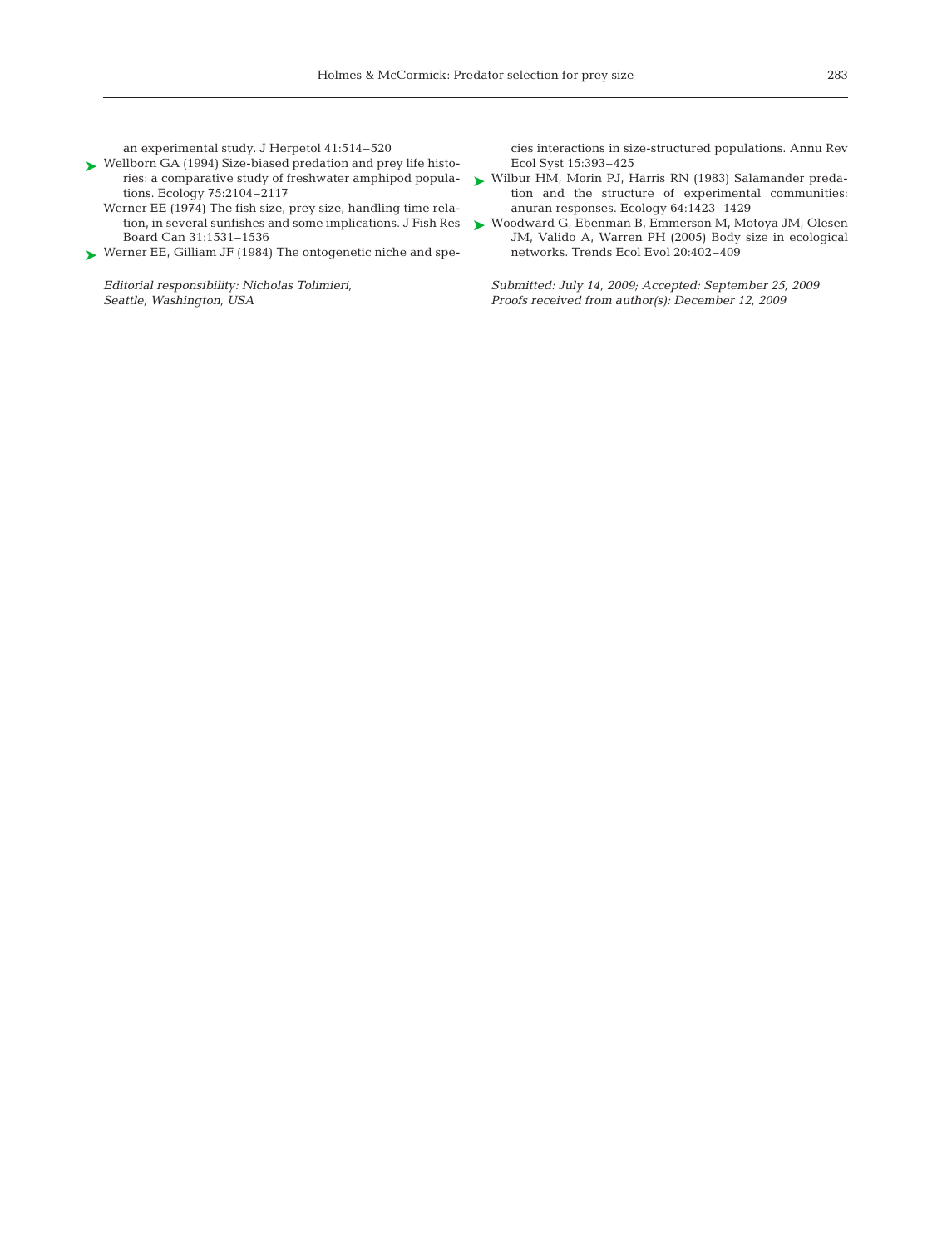an experimental study. J Herpetol 41:514–520

Wellborn GA (1994) Size-biased predation and prey life histories: a comparative study of freshwater amphipod populations. Ecology 75:2104–2117

Werner EE (1974) The fish size, prey size, handling time relation, in several sunfishes and some implications. J Fish Res Board Can 31:1531–1536

Werner EE, Gilliam JF (1984) The ontogenetic niche and species interactions in size-structured populations. Annu Rev Ecol Syst 15:393–425

Wilbur HM, Morin PJ, Harris RN (1983) Salamander predation and the structure of experimental communities: anuran responses. Ecology 64:1423–1429

Woodward G, Ebenman B, Emmerson M, Motoya JM, Olesen JM, Valido A, Warren PH (2005) Body size in ecological networks. Trends Ecol Evol 20:402–409

*Editorial responsibility: Nicholas Tolimieri, Seattle, Washington, USA*

*Submitted: July 14, 2009; Accepted: September 25, 2009*
*Proofs received from author(s): December 12, 2009*